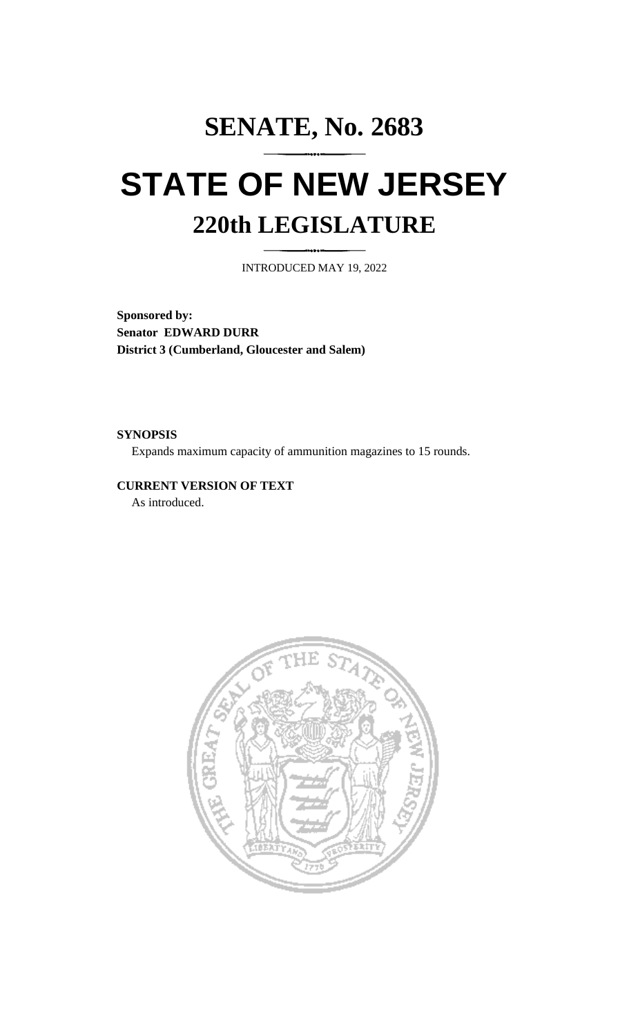# SENATE, No. 2683

# STATE OF NEW JERSEY

## 220th LEGISLATURE

INTRODUCED MAY 19, 2022

**Sponsored by:**
**Senator EDWARD DURR**
**District 3 (Cumberland, Gloucester and Salem)**

**SYNOPSIS**

Expands maximum capacity of ammunition magazines to 15 rounds.

**CURRENT VERSION OF TEXT**

As introduced.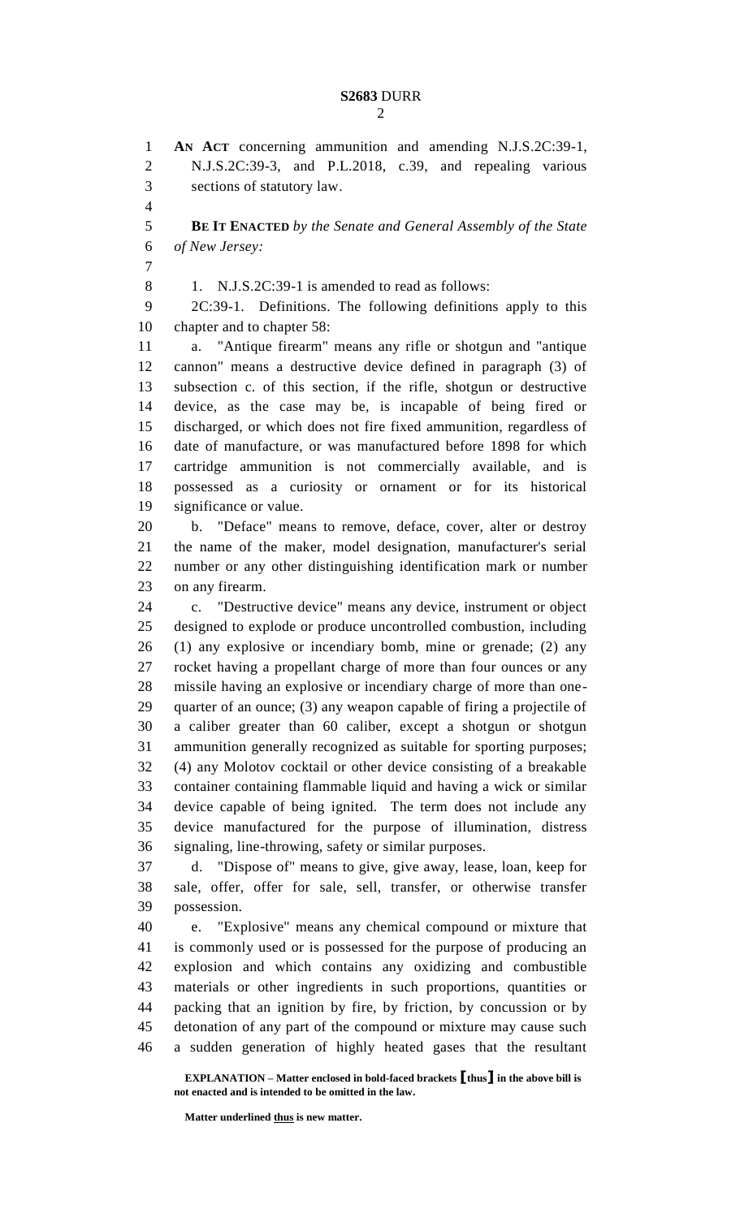**AN ACT** concerning ammunition and amending N.J.S.2C:39-1, N.J.S.2C:39-3, and P.L.2018, c.39, and repealing various sections of statutory law.

**BE IT ENACTED** *by the Senate and General Assembly of the State of New Jersey:*

1. N.J.S.2C:39-1 is amended to read as follows:

2C:39-1. Definitions. The following definitions apply to this chapter and to chapter 58:

a. "Antique firearm" means any rifle or shotgun and "antique cannon" means a destructive device defined in paragraph (3) of subsection c. of this section, if the rifle, shotgun or destructive device, as the case may be, is incapable of being fired or discharged, or which does not fire fixed ammunition, regardless of date of manufacture, or was manufactured before 1898 for which cartridge ammunition is not commercially available, and is possessed as a curiosity or ornament or for its historical significance or value.

b. "Deface" means to remove, deface, cover, alter or destroy the name of the maker, model designation, manufacturer's serial number or any other distinguishing identification mark or number on any firearm.

c. "Destructive device" means any device, instrument or object designed to explode or produce uncontrolled combustion, including (1) any explosive or incendiary bomb, mine or grenade; (2) any rocket having a propellant charge of more than four ounces or any missile having an explosive or incendiary charge of more than one-quarter of an ounce; (3) any weapon capable of firing a projectile of a caliber greater than 60 caliber, except a shotgun or shotgun ammunition generally recognized as suitable for sporting purposes; (4) any Molotov cocktail or other device consisting of a breakable container containing flammable liquid and having a wick or similar device capable of being ignited. The term does not include any device manufactured for the purpose of illumination, distress signaling, line-throwing, safety or similar purposes.

d. "Dispose of" means to give, give away, lease, loan, keep for sale, offer, offer for sale, sell, transfer, or otherwise transfer possession.

e. "Explosive" means any chemical compound or mixture that is commonly used or is possessed for the purpose of producing an explosion and which contains any oxidizing and combustible materials or other ingredients in such proportions, quantities or packing that an ignition by fire, by friction, by concussion or by detonation of any part of the compound or mixture may cause such a sudden generation of highly heated gases that the resultant

**EXPLANATION – Matter enclosed in bold-faced brackets [thus] in the above bill is not enacted and is intended to be omitted in the law.**

**Matter underlined thus is new matter.**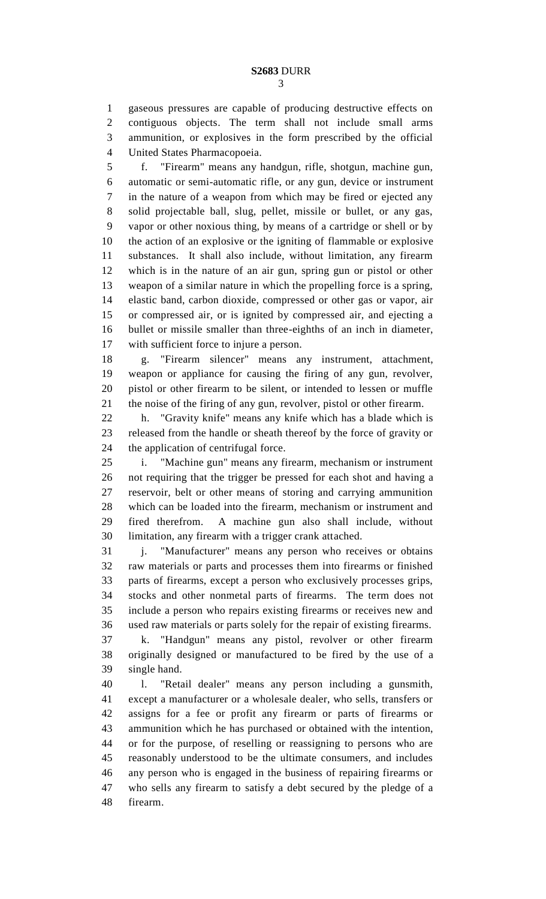gaseous pressures are capable of producing destructive effects on contiguous objects. The term shall not include small arms ammunition, or explosives in the form prescribed by the official United States Pharmacopoeia.

f. "Firearm" means any handgun, rifle, shotgun, machine gun, automatic or semi-automatic rifle, or any gun, device or instrument in the nature of a weapon from which may be fired or ejected any solid projectable ball, slug, pellet, missile or bullet, or any gas, vapor or other noxious thing, by means of a cartridge or shell or by the action of an explosive or the igniting of flammable or explosive substances. It shall also include, without limitation, any firearm which is in the nature of an air gun, spring gun or pistol or other weapon of a similar nature in which the propelling force is a spring, elastic band, carbon dioxide, compressed or other gas or vapor, air or compressed air, or is ignited by compressed air, and ejecting a bullet or missile smaller than three-eighths of an inch in diameter, with sufficient force to injure a person.

g. "Firearm silencer" means any instrument, attachment, weapon or appliance for causing the firing of any gun, revolver, pistol or other firearm to be silent, or intended to lessen or muffle the noise of the firing of any gun, revolver, pistol or other firearm.

h. "Gravity knife" means any knife which has a blade which is released from the handle or sheath thereof by the force of gravity or the application of centrifugal force.

i. "Machine gun" means any firearm, mechanism or instrument not requiring that the trigger be pressed for each shot and having a reservoir, belt or other means of storing and carrying ammunition which can be loaded into the firearm, mechanism or instrument and fired therefrom. A machine gun also shall include, without limitation, any firearm with a trigger crank attached.

j. "Manufacturer" means any person who receives or obtains raw materials or parts and processes them into firearms or finished parts of firearms, except a person who exclusively processes grips, stocks and other nonmetal parts of firearms. The term does not include a person who repairs existing firearms or receives new and used raw materials or parts solely for the repair of existing firearms.

k. "Handgun" means any pistol, revolver or other firearm originally designed or manufactured to be fired by the use of a single hand.

l. "Retail dealer" means any person including a gunsmith, except a manufacturer or a wholesale dealer, who sells, transfers or assigns for a fee or profit any firearm or parts of firearms or ammunition which he has purchased or obtained with the intention, or for the purpose, of reselling or reassigning to persons who are reasonably understood to be the ultimate consumers, and includes any person who is engaged in the business of repairing firearms or who sells any firearm to satisfy a debt secured by the pledge of a firearm.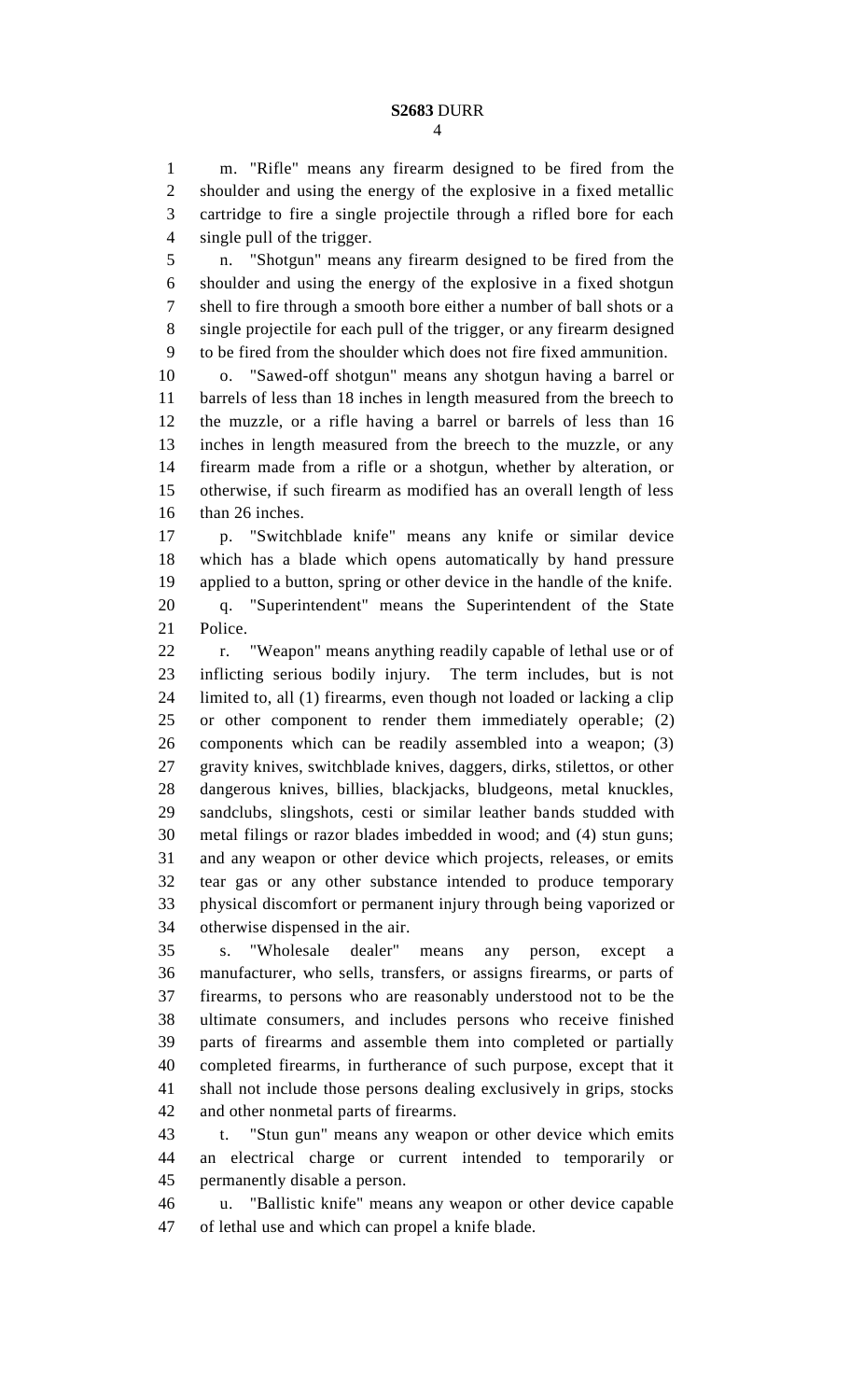m. "Rifle" means any firearm designed to be fired from the shoulder and using the energy of the explosive in a fixed metallic cartridge to fire a single projectile through a rifled bore for each single pull of the trigger.

n. "Shotgun" means any firearm designed to be fired from the shoulder and using the energy of the explosive in a fixed shotgun shell to fire through a smooth bore either a number of ball shots or a single projectile for each pull of the trigger, or any firearm designed to be fired from the shoulder which does not fire fixed ammunition.

o. "Sawed-off shotgun" means any shotgun having a barrel or barrels of less than 18 inches in length measured from the breech to the muzzle, or a rifle having a barrel or barrels of less than 16 inches in length measured from the breech to the muzzle, or any firearm made from a rifle or a shotgun, whether by alteration, or otherwise, if such firearm as modified has an overall length of less than 26 inches.

p. "Switchblade knife" means any knife or similar device which has a blade which opens automatically by hand pressure applied to a button, spring or other device in the handle of the knife.

q. "Superintendent" means the Superintendent of the State Police.

r. "Weapon" means anything readily capable of lethal use or of inflicting serious bodily injury. The term includes, but is not limited to, all (1) firearms, even though not loaded or lacking a clip or other component to render them immediately operable; (2) components which can be readily assembled into a weapon; (3) gravity knives, switchblade knives, daggers, dirks, stilettos, or other dangerous knives, billies, blackjacks, bludgeons, metal knuckles, sandclubs, slingshots, cesti or similar leather bands studded with metal filings or razor blades imbedded in wood; and (4) stun guns; and any weapon or other device which projects, releases, or emits tear gas or any other substance intended to produce temporary physical discomfort or permanent injury through being vaporized or otherwise dispensed in the air.

s. "Wholesale dealer" means any person, except a manufacturer, who sells, transfers, or assigns firearms, or parts of firearms, to persons who are reasonably understood not to be the ultimate consumers, and includes persons who receive finished parts of firearms and assemble them into completed or partially completed firearms, in furtherance of such purpose, except that it shall not include those persons dealing exclusively in grips, stocks and other nonmetal parts of firearms.

t. "Stun gun" means any weapon or other device which emits an electrical charge or current intended to temporarily or permanently disable a person.

u. "Ballistic knife" means any weapon or other device capable of lethal use and which can propel a knife blade.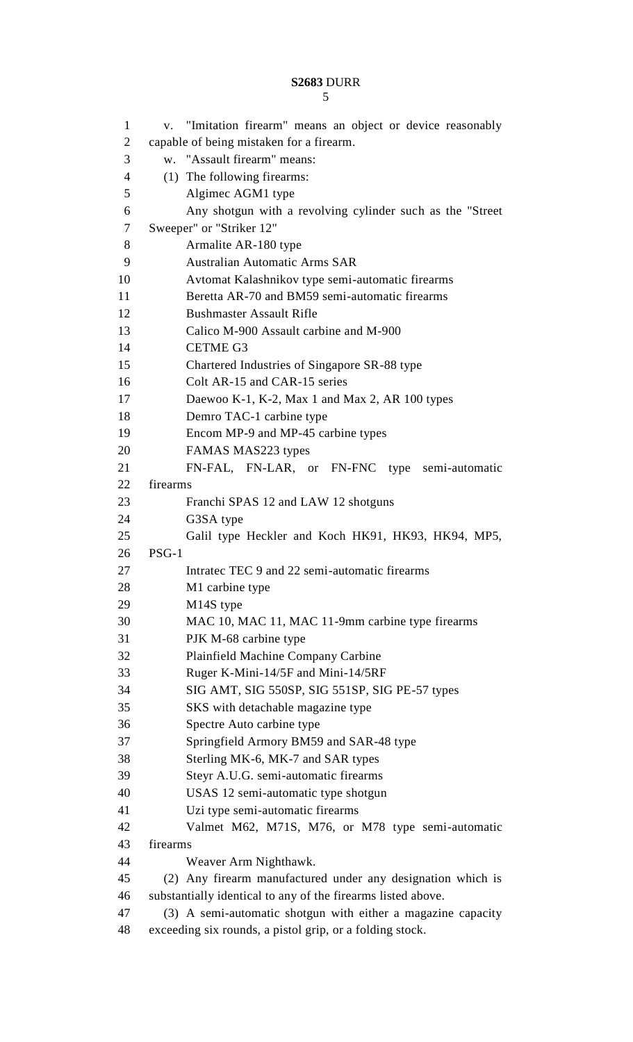v. "Imitation firearm" means an object or device reasonably capable of being mistaken for a firearm.

w. "Assault firearm" means:

(1) The following firearms:

Algimec AGM1 type

Any shotgun with a revolving cylinder such as the "Street Sweeper" or "Striker 12"

Armalite AR-180 type

Australian Automatic Arms SAR

Avtomat Kalashnikov type semi-automatic firearms

Beretta AR-70 and BM59 semi-automatic firearms

Bushmaster Assault Rifle

Calico M-900 Assault carbine and M-900

CETME G3

Chartered Industries of Singapore SR-88 type

Colt AR-15 and CAR-15 series

Daewoo K-1, K-2, Max 1 and Max 2, AR 100 types

Demro TAC-1 carbine type

Encom MP-9 and MP-45 carbine types

FAMAS MAS223 types

FN-FAL, FN-LAR, or FN-FNC type semi-automatic firearms

Franchi SPAS 12 and LAW 12 shotguns

G3SA type

Galil type Heckler and Koch HK91, HK93, HK94, MP5, PSG-1

Intratec TEC 9 and 22 semi-automatic firearms

M1 carbine type

M14S type

MAC 10, MAC 11, MAC 11-9mm carbine type firearms

PJK M-68 carbine type

Plainfield Machine Company Carbine

Ruger K-Mini-14/5F and Mini-14/5RF

SIG AMT, SIG 550SP, SIG 551SP, SIG PE-57 types

SKS with detachable magazine type

Spectre Auto carbine type

Springfield Armory BM59 and SAR-48 type

Sterling MK-6, MK-7 and SAR types

Steyr A.U.G. semi-automatic firearms

USAS 12 semi-automatic type shotgun

Uzi type semi-automatic firearms

Valmet M62, M71S, M76, or M78 type semi-automatic firearms

Weaver Arm Nighthawk.

(2) Any firearm manufactured under any designation which is substantially identical to any of the firearms listed above.

(3) A semi-automatic shotgun with either a magazine capacity exceeding six rounds, a pistol grip, or a folding stock.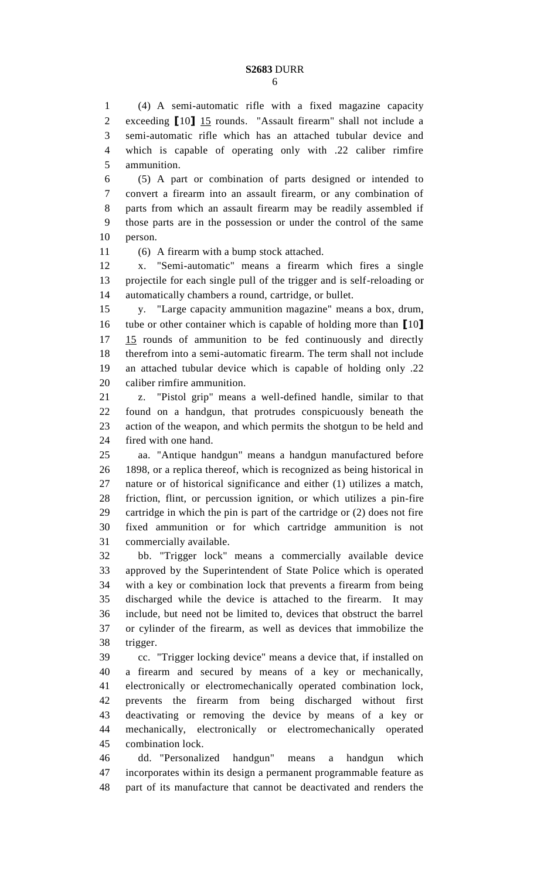(4) A semi-automatic rifle with a fixed magazine capacity exceeding [10] 15 rounds. "Assault firearm" shall not include a semi-automatic rifle which has an attached tubular device and which is capable of operating only with .22 caliber rimfire ammunition.

(5) A part or combination of parts designed or intended to convert a firearm into an assault firearm, or any combination of parts from which an assault firearm may be readily assembled if those parts are in the possession or under the control of the same person.

(6) A firearm with a bump stock attached.

x. "Semi-automatic" means a firearm which fires a single projectile for each single pull of the trigger and is self-reloading or automatically chambers a round, cartridge, or bullet.

y. "Large capacity ammunition magazine" means a box, drum, tube or other container which is capable of holding more than [10] 15 rounds of ammunition to be fed continuously and directly therefrom into a semi-automatic firearm. The term shall not include an attached tubular device which is capable of holding only .22 caliber rimfire ammunition.

z. "Pistol grip" means a well-defined handle, similar to that found on a handgun, that protrudes conspicuously beneath the action of the weapon, and which permits the shotgun to be held and fired with one hand.

aa. "Antique handgun" means a handgun manufactured before 1898, or a replica thereof, which is recognized as being historical in nature or of historical significance and either (1) utilizes a match, friction, flint, or percussion ignition, or which utilizes a pin-fire cartridge in which the pin is part of the cartridge or (2) does not fire fixed ammunition or for which cartridge ammunition is not commercially available.

bb. "Trigger lock" means a commercially available device approved by the Superintendent of State Police which is operated with a key or combination lock that prevents a firearm from being discharged while the device is attached to the firearm. It may include, but need not be limited to, devices that obstruct the barrel or cylinder of the firearm, as well as devices that immobilize the trigger.

cc. "Trigger locking device" means a device that, if installed on a firearm and secured by means of a key or mechanically, electronically or electromechanically operated combination lock, prevents the firearm from being discharged without first deactivating or removing the device by means of a key or mechanically, electronically or electromechanically operated combination lock.

dd. "Personalized handgun" means a handgun which incorporates within its design a permanent programmable feature as part of its manufacture that cannot be deactivated and renders the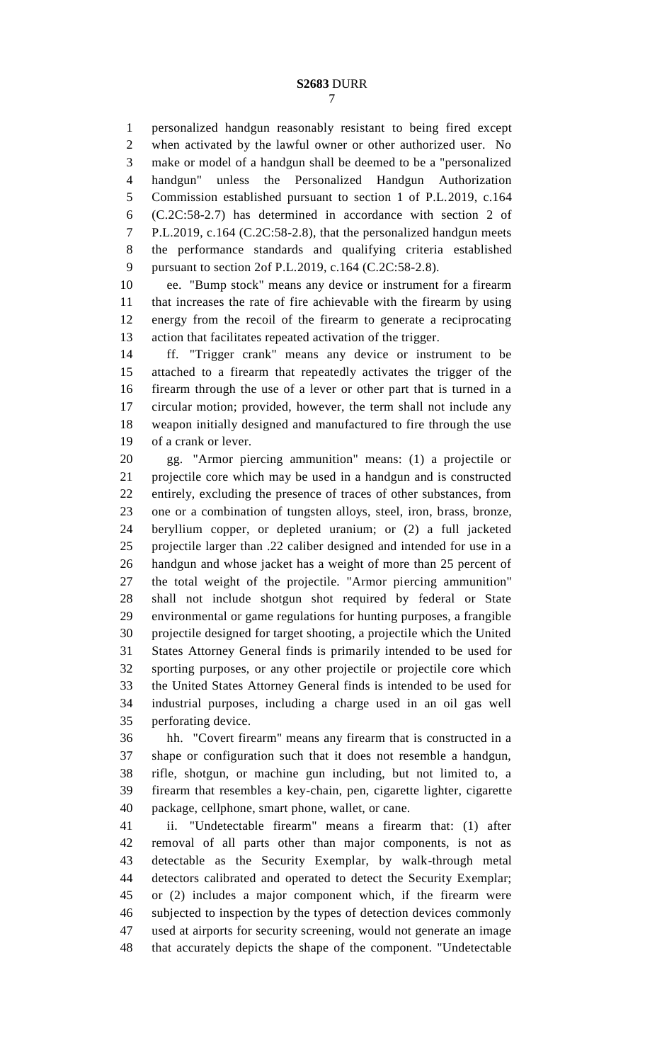personalized handgun reasonably resistant to being fired except when activated by the lawful owner or other authorized user. No make or model of a handgun shall be deemed to be a "personalized handgun" unless the Personalized Handgun Authorization Commission established pursuant to section 1 of P.L.2019, c.164 (C.2C:58-2.7) has determined in accordance with section 2 of P.L.2019, c.164 (C.2C:58-2.8), that the personalized handgun meets the performance standards and qualifying criteria established pursuant to section 2of P.L.2019, c.164 (C.2C:58-2.8).

ee. "Bump stock" means any device or instrument for a firearm that increases the rate of fire achievable with the firearm by using energy from the recoil of the firearm to generate a reciprocating action that facilitates repeated activation of the trigger.

ff. "Trigger crank" means any device or instrument to be attached to a firearm that repeatedly activates the trigger of the firearm through the use of a lever or other part that is turned in a circular motion; provided, however, the term shall not include any weapon initially designed and manufactured to fire through the use of a crank or lever.

gg. "Armor piercing ammunition" means: (1) a projectile or projectile core which may be used in a handgun and is constructed entirely, excluding the presence of traces of other substances, from one or a combination of tungsten alloys, steel, iron, brass, bronze, beryllium copper, or depleted uranium; or (2) a full jacketed projectile larger than .22 caliber designed and intended for use in a handgun and whose jacket has a weight of more than 25 percent of the total weight of the projectile. "Armor piercing ammunition" shall not include shotgun shot required by federal or State environmental or game regulations for hunting purposes, a frangible projectile designed for target shooting, a projectile which the United States Attorney General finds is primarily intended to be used for sporting purposes, or any other projectile or projectile core which the United States Attorney General finds is intended to be used for industrial purposes, including a charge used in an oil gas well perforating device.

hh. "Covert firearm" means any firearm that is constructed in a shape or configuration such that it does not resemble a handgun, rifle, shotgun, or machine gun including, but not limited to, a firearm that resembles a key-chain, pen, cigarette lighter, cigarette package, cellphone, smart phone, wallet, or cane.

ii. "Undetectable firearm" means a firearm that: (1) after removal of all parts other than major components, is not as detectable as the Security Exemplar, by walk-through metal detectors calibrated and operated to detect the Security Exemplar; or (2) includes a major component which, if the firearm were subjected to inspection by the types of detection devices commonly used at airports for security screening, would not generate an image that accurately depicts the shape of the component. "Undetectable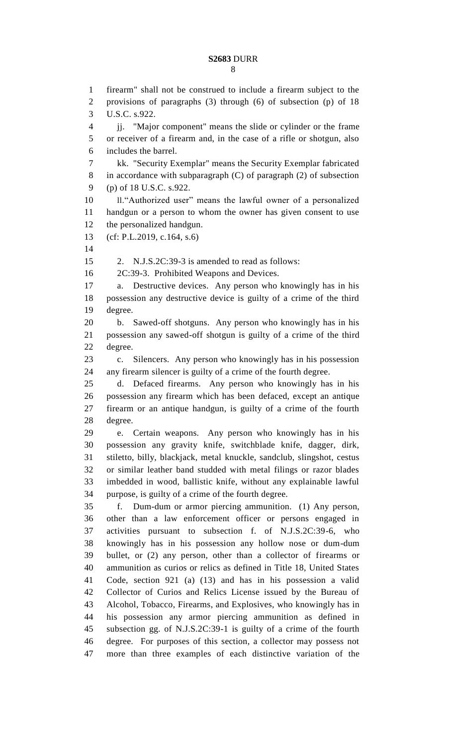firearm" shall not be construed to include a firearm subject to the provisions of paragraphs (3) through (6) of subsection (p) of 18 U.S.C. s.922.

jj. "Major component" means the slide or cylinder or the frame or receiver of a firearm and, in the case of a rifle or shotgun, also includes the barrel.

kk. "Security Exemplar" means the Security Exemplar fabricated in accordance with subparagraph (C) of paragraph (2) of subsection (p) of 18 U.S.C. s.922.

ll."Authorized user" means the lawful owner of a personalized handgun or a person to whom the owner has given consent to use the personalized handgun.

(cf: P.L.2019, c.164, s.6)

2. N.J.S.2C:39-3 is amended to read as follows:

2C:39-3. Prohibited Weapons and Devices.

a. Destructive devices. Any person who knowingly has in his possession any destructive device is guilty of a crime of the third degree.

b. Sawed-off shotguns. Any person who knowingly has in his possession any sawed-off shotgun is guilty of a crime of the third degree.

c. Silencers. Any person who knowingly has in his possession any firearm silencer is guilty of a crime of the fourth degree.

d. Defaced firearms. Any person who knowingly has in his possession any firearm which has been defaced, except an antique firearm or an antique handgun, is guilty of a crime of the fourth degree.

e. Certain weapons. Any person who knowingly has in his possession any gravity knife, switchblade knife, dagger, dirk, stiletto, billy, blackjack, metal knuckle, sandclub, slingshot, cestus or similar leather band studded with metal filings or razor blades imbedded in wood, ballistic knife, without any explainable lawful purpose, is guilty of a crime of the fourth degree.

f. Dum-dum or armor piercing ammunition. (1) Any person, other than a law enforcement officer or persons engaged in activities pursuant to subsection f. of N.J.S.2C:39-6, who knowingly has in his possession any hollow nose or dum-dum bullet, or (2) any person, other than a collector of firearms or ammunition as curios or relics as defined in Title 18, United States Code, section 921 (a) (13) and has in his possession a valid Collector of Curios and Relics License issued by the Bureau of Alcohol, Tobacco, Firearms, and Explosives, who knowingly has in his possession any armor piercing ammunition as defined in subsection gg. of N.J.S.2C:39-1 is guilty of a crime of the fourth degree. For purposes of this section, a collector may possess not more than three examples of each distinctive variation of the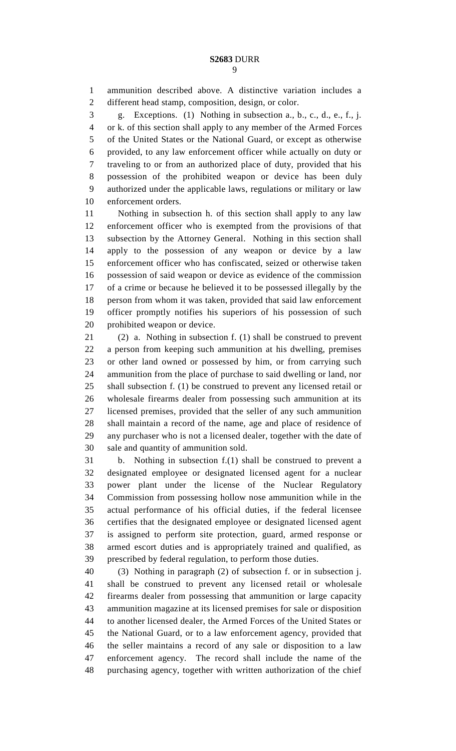ammunition described above. A distinctive variation includes a different head stamp, composition, design, or color.

g. Exceptions. (1) Nothing in subsection a., b., c., d., e., f., j. or k. of this section shall apply to any member of the Armed Forces of the United States or the National Guard, or except as otherwise provided, to any law enforcement officer while actually on duty or traveling to or from an authorized place of duty, provided that his possession of the prohibited weapon or device has been duly authorized under the applicable laws, regulations or military or law enforcement orders.

Nothing in subsection h. of this section shall apply to any law enforcement officer who is exempted from the provisions of that subsection by the Attorney General. Nothing in this section shall apply to the possession of any weapon or device by a law enforcement officer who has confiscated, seized or otherwise taken possession of said weapon or device as evidence of the commission of a crime or because he believed it to be possessed illegally by the person from whom it was taken, provided that said law enforcement officer promptly notifies his superiors of his possession of such prohibited weapon or device.

(2) a. Nothing in subsection f. (1) shall be construed to prevent a person from keeping such ammunition at his dwelling, premises or other land owned or possessed by him, or from carrying such ammunition from the place of purchase to said dwelling or land, nor shall subsection f. (1) be construed to prevent any licensed retail or wholesale firearms dealer from possessing such ammunition at its licensed premises, provided that the seller of any such ammunition shall maintain a record of the name, age and place of residence of any purchaser who is not a licensed dealer, together with the date of sale and quantity of ammunition sold.

b. Nothing in subsection f.(1) shall be construed to prevent a designated employee or designated licensed agent for a nuclear power plant under the license of the Nuclear Regulatory Commission from possessing hollow nose ammunition while in the actual performance of his official duties, if the federal licensee certifies that the designated employee or designated licensed agent is assigned to perform site protection, guard, armed response or armed escort duties and is appropriately trained and qualified, as prescribed by federal regulation, to perform those duties.

(3) Nothing in paragraph (2) of subsection f. or in subsection j. shall be construed to prevent any licensed retail or wholesale firearms dealer from possessing that ammunition or large capacity ammunition magazine at its licensed premises for sale or disposition to another licensed dealer, the Armed Forces of the United States or the National Guard, or to a law enforcement agency, provided that the seller maintains a record of any sale or disposition to a law enforcement agency. The record shall include the name of the purchasing agency, together with written authorization of the chief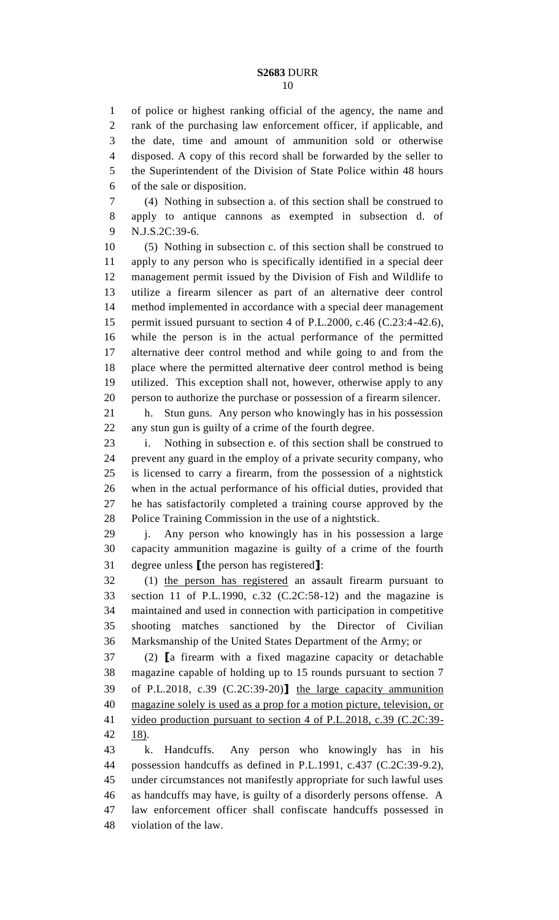of police or highest ranking official of the agency, the name and rank of the purchasing law enforcement officer, if applicable, and the date, time and amount of ammunition sold or otherwise disposed. A copy of this record shall be forwarded by the seller to the Superintendent of the Division of State Police within 48 hours of the sale or disposition.

(4) Nothing in subsection a. of this section shall be construed to apply to antique cannons as exempted in subsection d. of N.J.S.2C:39-6.

(5) Nothing in subsection c. of this section shall be construed to apply to any person who is specifically identified in a special deer management permit issued by the Division of Fish and Wildlife to utilize a firearm silencer as part of an alternative deer control method implemented in accordance with a special deer management permit issued pursuant to section 4 of P.L.2000, c.46 (C.23:4-42.6), while the person is in the actual performance of the permitted alternative deer control method and while going to and from the place where the permitted alternative deer control method is being utilized. This exception shall not, however, otherwise apply to any person to authorize the purchase or possession of a firearm silencer.

h. Stun guns. Any person who knowingly has in his possession any stun gun is guilty of a crime of the fourth degree.

i. Nothing in subsection e. of this section shall be construed to prevent any guard in the employ of a private security company, who is licensed to carry a firearm, from the possession of a nightstick when in the actual performance of his official duties, provided that he has satisfactorily completed a training course approved by the Police Training Commission in the use of a nightstick.

j. Any person who knowingly has in his possession a large capacity ammunition magazine is guilty of a crime of the fourth degree unless [the person has registered]:

(1) <u>the person has registered</u> an assault firearm pursuant to section 11 of P.L.1990, c.32 (C.2C:58-12) and the magazine is maintained and used in connection with participation in competitive shooting matches sanctioned by the Director of Civilian Marksmanship of the United States Department of the Army; or

(2) [a firearm with a fixed magazine capacity or detachable magazine capable of holding up to 15 rounds pursuant to section 7 of P.L.2018, c.39 (C.2C:39-20)] <u>the large capacity ammunition magazine solely is used as a prop for a motion picture, television, or video production pursuant to section 4 of P.L.2018, c.39 (C.2C:39-18)</u>.

k. Handcuffs. Any person who knowingly has in his possession handcuffs as defined in P.L.1991, c.437 (C.2C:39-9.2), under circumstances not manifestly appropriate for such lawful uses as handcuffs may have, is guilty of a disorderly persons offense. A law enforcement officer shall confiscate handcuffs possessed in violation of the law.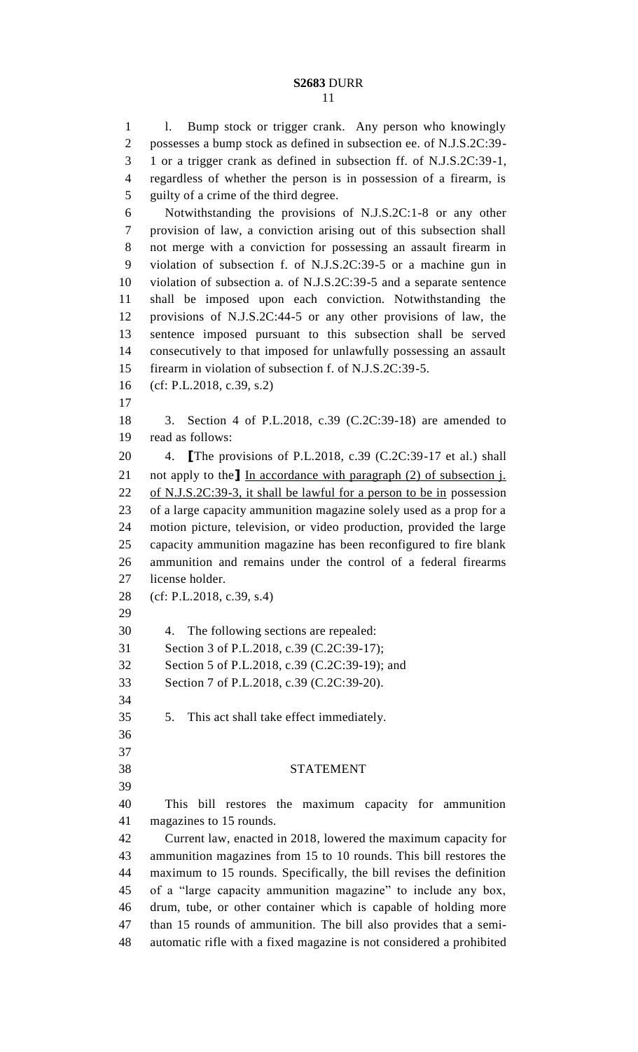l. Bump stock or trigger crank. Any person who knowingly possesses a bump stock as defined in subsection ee. of N.J.S.2C:39-1 or a trigger crank as defined in subsection ff. of N.J.S.2C:39-1, regardless of whether the person is in possession of a firearm, is guilty of a crime of the third degree.

Notwithstanding the provisions of N.J.S.2C:1-8 or any other provision of law, a conviction arising out of this subsection shall not merge with a conviction for possessing an assault firearm in violation of subsection f. of N.J.S.2C:39-5 or a machine gun in violation of subsection a. of N.J.S.2C:39-5 and a separate sentence shall be imposed upon each conviction. Notwithstanding the provisions of N.J.S.2C:44-5 or any other provisions of law, the sentence imposed pursuant to this subsection shall be served consecutively to that imposed for unlawfully possessing an assault firearm in violation of subsection f. of N.J.S.2C:39-5.

(cf: P.L.2018, c.39, s.2)

3. Section 4 of P.L.2018, c.39 (C.2C:39-18) are amended to read as follows:

4. ⟦The provisions of P.L.2018, c.39 (C.2C:39-17 et al.) shall not apply to the⟧ <u>In accordance with paragraph (2) of subsection j. of N.J.S.2C:39-3, it shall be lawful for a person to be in</u> possession of a large capacity ammunition magazine solely used as a prop for a motion picture, television, or video production, provided the large capacity ammunition magazine has been reconfigured to fire blank ammunition and remains under the control of a federal firearms license holder.

(cf: P.L.2018, c.39, s.4)

4. The following sections are repealed:

Section 3 of P.L.2018, c.39 (C.2C:39-17);

Section 5 of P.L.2018, c.39 (C.2C:39-19); and

Section 7 of P.L.2018, c.39 (C.2C:39-20).

5. This act shall take effect immediately.

## STATEMENT

This bill restores the maximum capacity for ammunition magazines to 15 rounds.

Current law, enacted in 2018, lowered the maximum capacity for ammunition magazines from 15 to 10 rounds. This bill restores the maximum to 15 rounds. Specifically, the bill revises the definition of a "large capacity ammunition magazine" to include any box, drum, tube, or other container which is capable of holding more than 15 rounds of ammunition. The bill also provides that a semi-automatic rifle with a fixed magazine is not considered a prohibited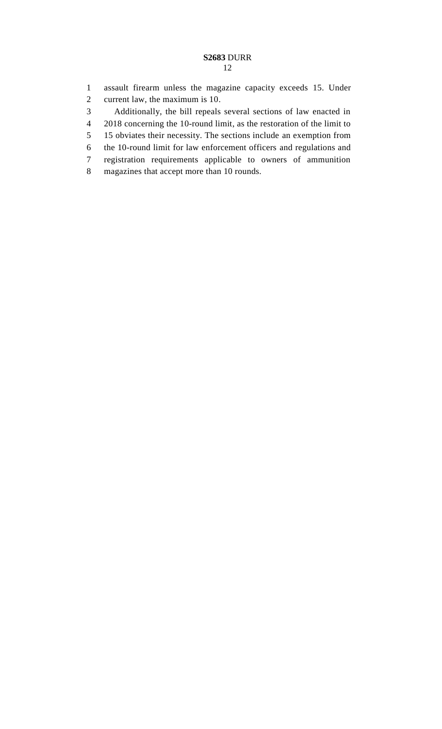assault firearm unless the magazine capacity exceeds 15. Under current law, the maximum is 10.

Additionally, the bill repeals several sections of law enacted in 2018 concerning the 10-round limit, as the restoration of the limit to 15 obviates their necessity. The sections include an exemption from the 10-round limit for law enforcement officers and regulations and registration requirements applicable to owners of ammunition magazines that accept more than 10 rounds.